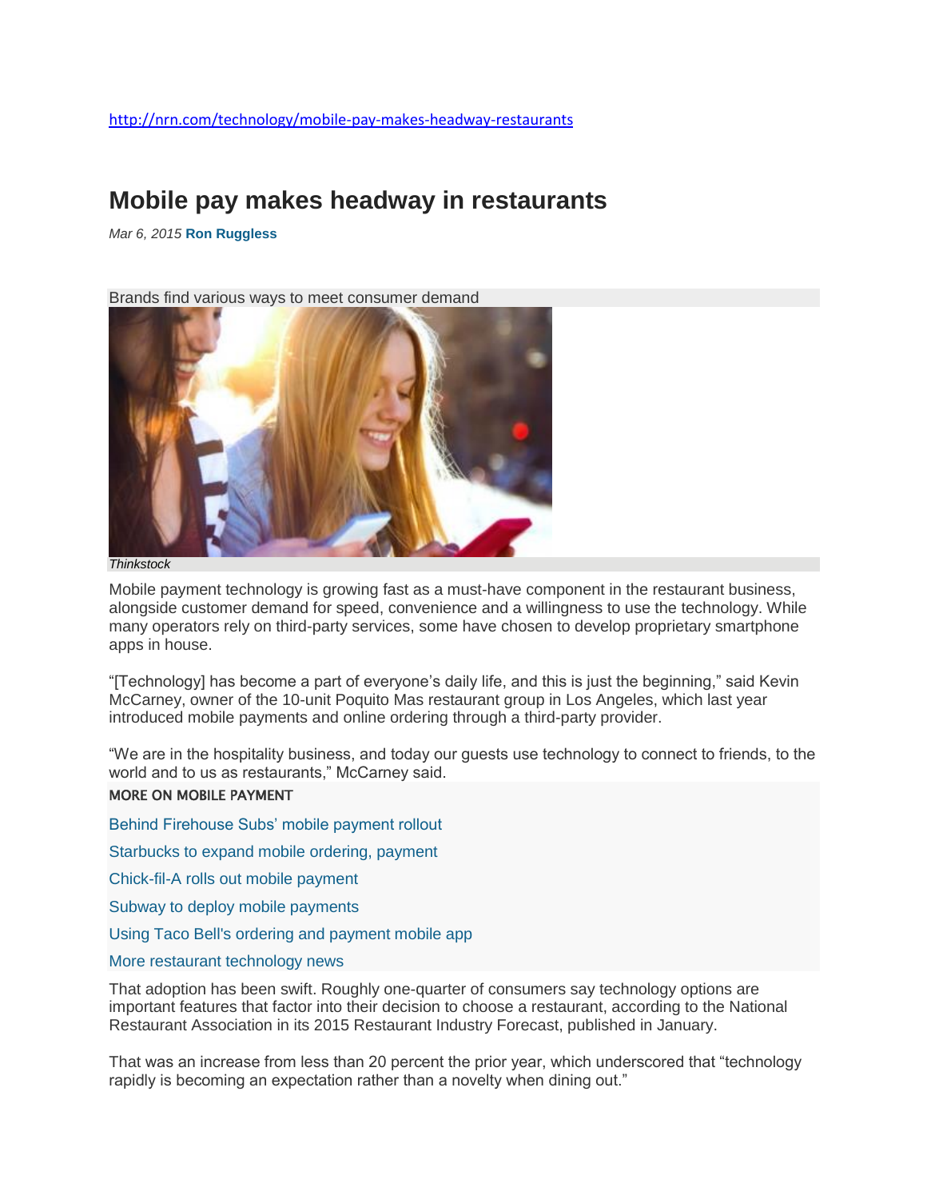http://nrn.com/technology/mobile-pay-makes-headway-restaurants

# Mobile pay makes headway in restaurants

*Mar 6, 2015* **Ron Ruggless**

Brands find various ways to meet consumer demand

*Thinkstock*

Mobile payment technology is growing fast as a must-have component in the restaurant business, alongside customer demand for speed, convenience and a willingness to use the technology. While many operators rely on third-party services, some have chosen to develop proprietary smartphone apps in house.

"[Technology] has become a part of everyone's daily life, and this is just the beginning," said Kevin McCarney, owner of the 10-unit Poquito Mas restaurant group in Los Angeles, which last year introduced mobile payments and online ordering through a third-party provider.

"We are in the hospitality business, and today our guests use technology to connect to friends, to the world and to us as restaurants," McCarney said.

**MORE ON MOBILE PAYMENT**

- Behind Firehouse Subs' mobile payment rollout
- Starbucks to expand mobile ordering, payment
- Chick-fil-A rolls out mobile payment
- Subway to deploy mobile payments
- Using Taco Bell's ordering and payment mobile app
- More restaurant technology news

That adoption has been swift. Roughly one-quarter of consumers say technology options are important features that factor into their decision to choose a restaurant, according to the National Restaurant Association in its 2015 Restaurant Industry Forecast, published in January.

That was an increase from less than 20 percent the prior year, which underscored that "technology rapidly is becoming an expectation rather than a novelty when dining out."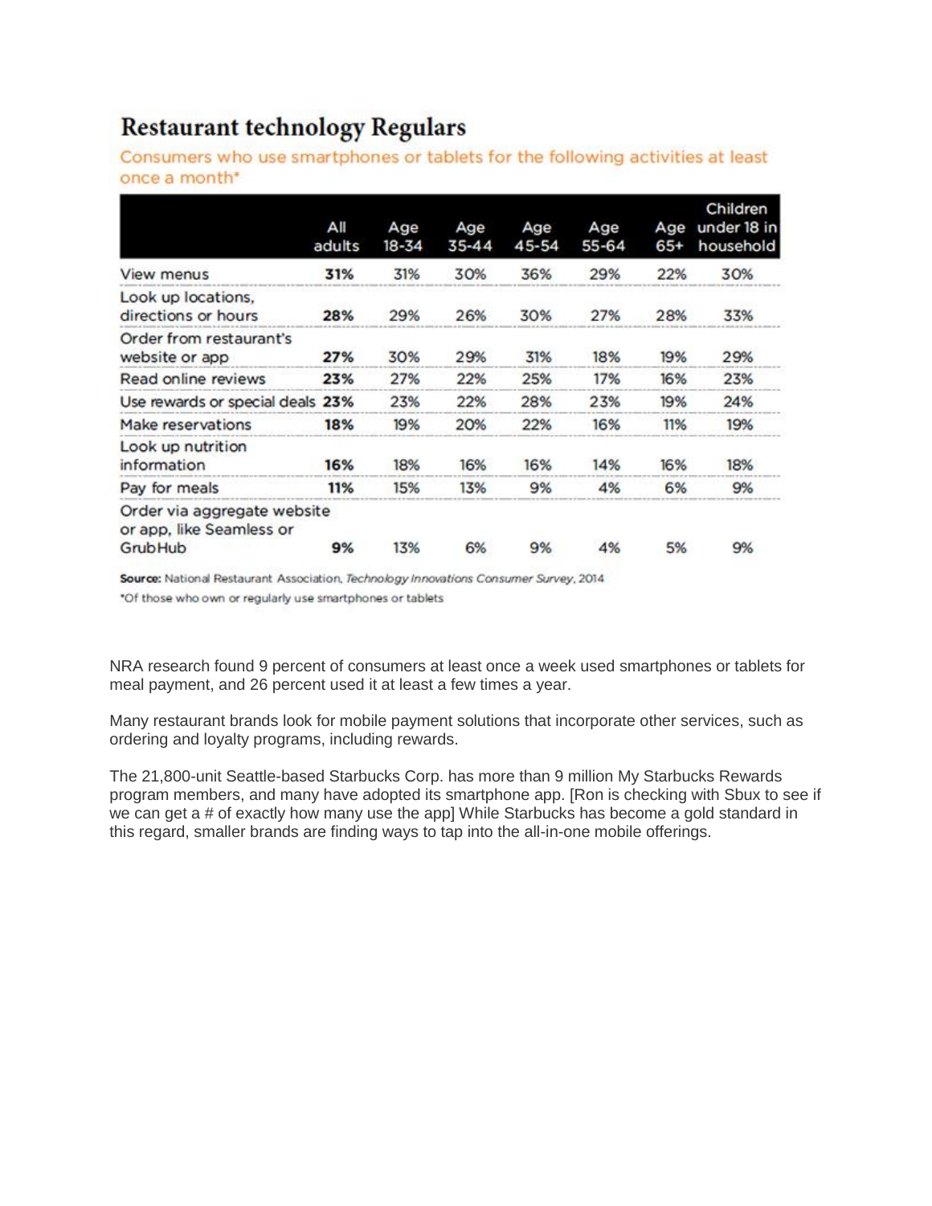## Restaurant technology Regulars

Consumers who use smartphones or tablets for the following activities at least once a month*

| | All adults | Age 18-34 | Age 35-44 | Age 45-54 | Age 55-64 | Age 65+ | Children under 18 in household |
|---|---|---|---|---|---|---|---|
| View menus | **31%** | 31% | 30% | 36% | 29% | 22% | 30% |
| Look up locations, directions or hours | **28%** | 29% | 26% | 30% | 27% | 28% | 33% |
| Order from restaurant's website or app | **27%** | 30% | 29% | 31% | 18% | 19% | 29% |
| Read online reviews | **23%** | 27% | 22% | 25% | 17% | 16% | 23% |
| Use rewards or special deals | **23%** | 23% | 22% | 28% | 23% | 19% | 24% |
| Make reservations | **18%** | 19% | 20% | 22% | 16% | 11% | 19% |
| Look up nutrition information | **16%** | 18% | 16% | 16% | 14% | 16% | 18% |
| Pay for meals | **11%** | 15% | 13% | 9% | 4% | 6% | 9% |
| Order via aggregate website or app, like Seamless or GrubHub | **9%** | 13% | 6% | 9% | 4% | 5% | 9% |

**Source:** National Restaurant Association, *Technology Innovations Consumer Survey*, 2014

*Of those who own or regularly use smartphones or tablets

NRA research found 9 percent of consumers at least once a week used smartphones or tablets for meal payment, and 26 percent used it at least a few times a year.

Many restaurant brands look for mobile payment solutions that incorporate other services, such as ordering and loyalty programs, including rewards.

The 21,800-unit Seattle-based Starbucks Corp. has more than 9 million My Starbucks Rewards program members, and many have adopted its smartphone app. [Ron is checking with Sbux to see if we can get a # of exactly how many use the app] While Starbucks has become a gold standard in this regard, smaller brands are finding ways to tap into the all-in-one mobile offerings.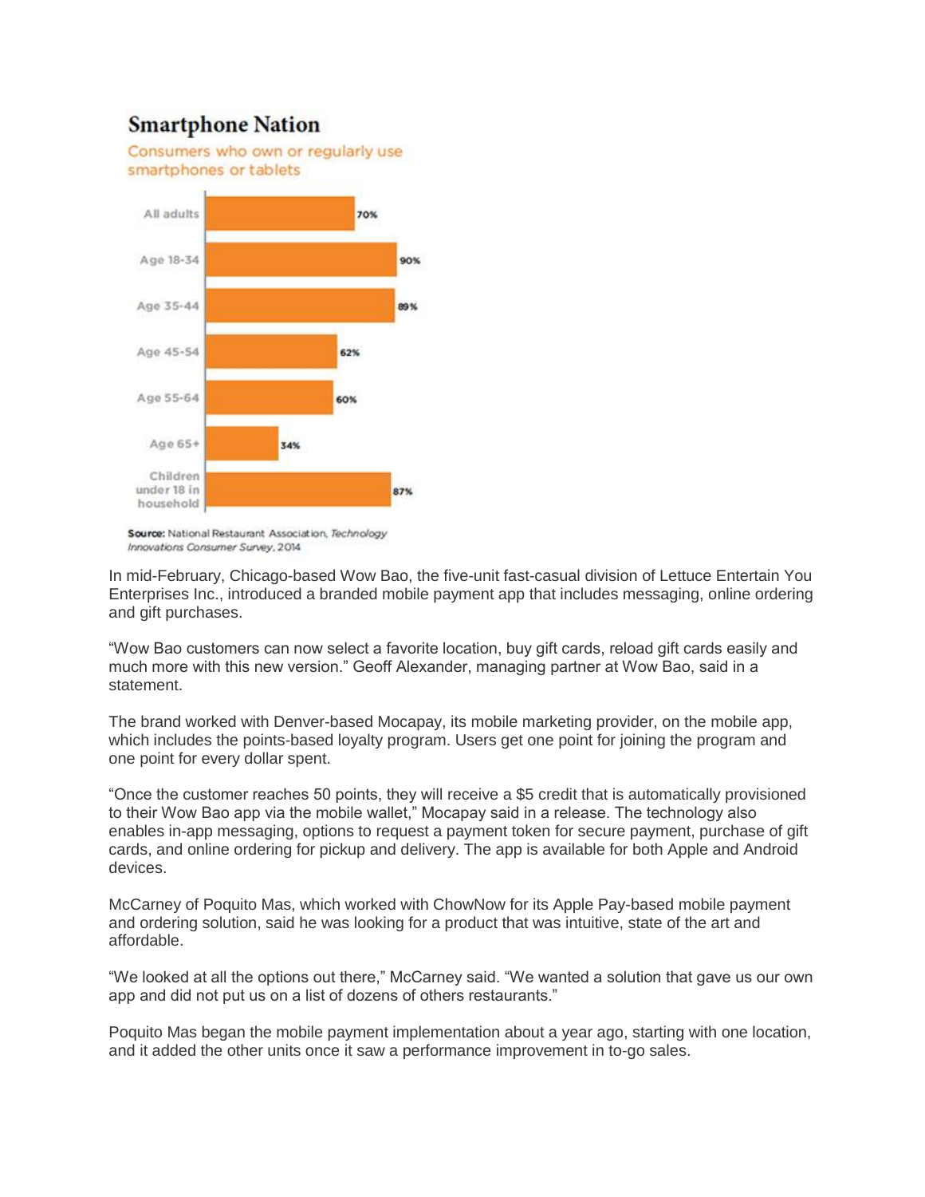## Smartphone Nation

Consumers who own or regularly use smartphones or tablets

| Group | Percentage |
|---|---|
| All adults | 70% |
| Age 18-34 | 90% |
| Age 35-44 | 89% |
| Age 45-54 | 62% |
| Age 55-64 | 60% |
| Age 65+ | 34% |
| Children under 18 in household | 87% |

**Source:** National Restaurant Association, *Technology Innovations Consumer Survey*, 2014

In mid-February, Chicago-based Wow Bao, the five-unit fast-casual division of Lettuce Entertain You Enterprises Inc., introduced a branded mobile payment app that includes messaging, online ordering and gift purchases.

"Wow Bao customers can now select a favorite location, buy gift cards, reload gift cards easily and much more with this new version." Geoff Alexander, managing partner at Wow Bao, said in a statement.

The brand worked with Denver-based Mocapay, its mobile marketing provider, on the mobile app, which includes the points-based loyalty program. Users get one point for joining the program and one point for every dollar spent.

"Once the customer reaches 50 points, they will receive a $5 credit that is automatically provisioned to their Wow Bao app via the mobile wallet," Mocapay said in a release. The technology also enables in-app messaging, options to request a payment token for secure payment, purchase of gift cards, and online ordering for pickup and delivery. The app is available for both Apple and Android devices.

McCarney of Poquito Mas, which worked with ChowNow for its Apple Pay-based mobile payment and ordering solution, said he was looking for a product that was intuitive, state of the art and affordable.

"We looked at all the options out there," McCarney said. "We wanted a solution that gave us our own app and did not put us on a list of dozens of others restaurants."

Poquito Mas began the mobile payment implementation about a year ago, starting with one location, and it added the other units once it saw a performance improvement in to-go sales.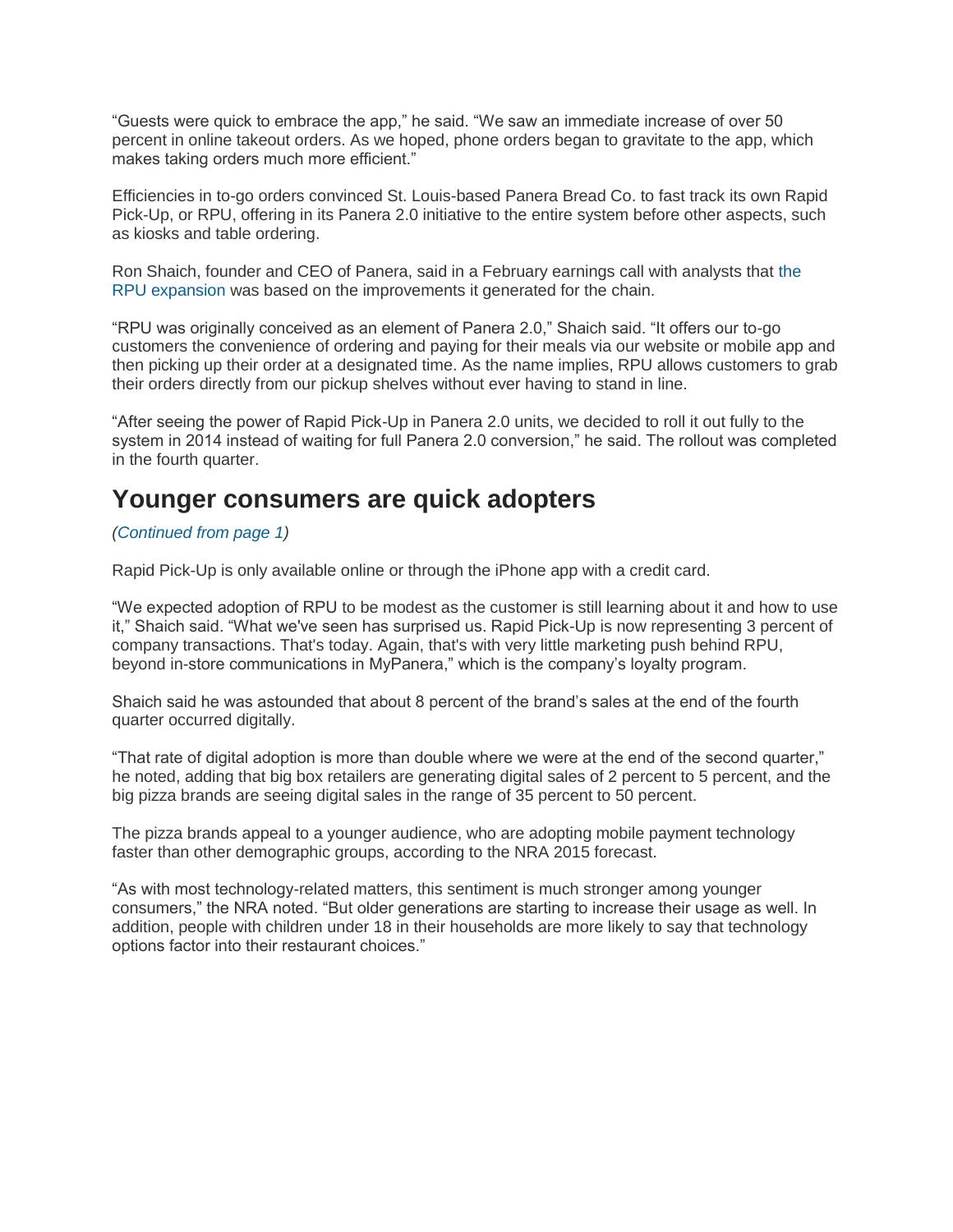"Guests were quick to embrace the app," he said. "We saw an immediate increase of over 50 percent in online takeout orders. As we hoped, phone orders began to gravitate to the app, which makes taking orders much more efficient."

Efficiencies in to-go orders convinced St. Louis-based Panera Bread Co. to fast track its own Rapid Pick-Up, or RPU, offering in its Panera 2.0 initiative to the entire system before other aspects, such as kiosks and table ordering.

Ron Shaich, founder and CEO of Panera, said in a February earnings call with analysts that the RPU expansion was based on the improvements it generated for the chain.

"RPU was originally conceived as an element of Panera 2.0," Shaich said. "It offers our to-go customers the convenience of ordering and paying for their meals via our website or mobile app and then picking up their order at a designated time. As the name implies, RPU allows customers to grab their orders directly from our pickup shelves without ever having to stand in line.

"After seeing the power of Rapid Pick-Up in Panera 2.0 units, we decided to roll it out fully to the system in 2014 instead of waiting for full Panera 2.0 conversion," he said. The rollout was completed in the fourth quarter.

## Younger consumers are quick adopters

*(Continued from page 1)*

Rapid Pick-Up is only available online or through the iPhone app with a credit card.

"We expected adoption of RPU to be modest as the customer is still learning about it and how to use it," Shaich said. "What we've seen has surprised us. Rapid Pick-Up is now representing 3 percent of company transactions. That's today. Again, that's with very little marketing push behind RPU, beyond in-store communications in MyPanera," which is the company's loyalty program.

Shaich said he was astounded that about 8 percent of the brand's sales at the end of the fourth quarter occurred digitally.

"That rate of digital adoption is more than double where we were at the end of the second quarter," he noted, adding that big box retailers are generating digital sales of 2 percent to 5 percent, and the big pizza brands are seeing digital sales in the range of 35 percent to 50 percent.

The pizza brands appeal to a younger audience, who are adopting mobile payment technology faster than other demographic groups, according to the NRA 2015 forecast.

"As with most technology-related matters, this sentiment is much stronger among younger consumers," the NRA noted. "But older generations are starting to increase their usage as well. In addition, people with children under 18 in their households are more likely to say that technology options factor into their restaurant choices."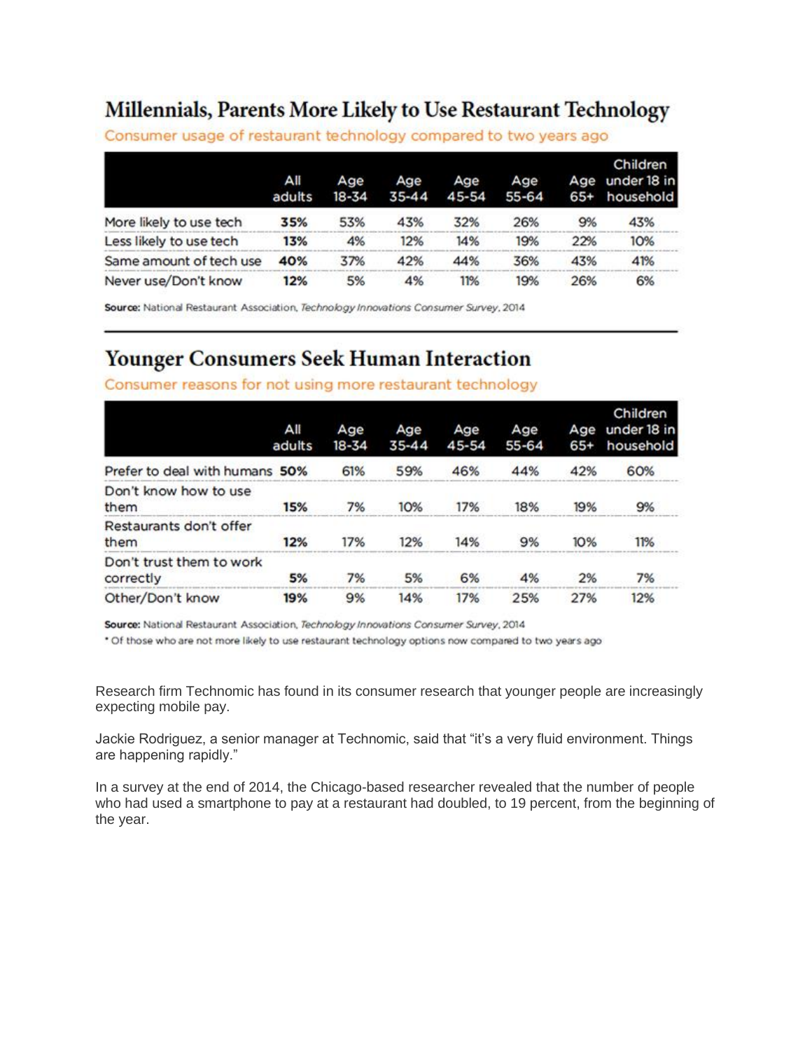## Millennials, Parents More Likely to Use Restaurant Technology

Consumer usage of restaurant technology compared to two years ago

| | All adults | Age 18-34 | Age 35-44 | Age 45-54 | Age 55-64 | Age 65+ | Children under 18 in household |
|---|---|---|---|---|---|---|---|
| More likely to use tech | **35%** | 53% | 43% | 32% | 26% | 9% | 43% |
| Less likely to use tech | **13%** | 4% | 12% | 14% | 19% | 22% | 10% |
| Same amount of tech use | **40%** | 37% | 42% | 44% | 36% | 43% | 41% |
| Never use/Don't know | **12%** | 5% | 4% | 11% | 19% | 26% | 6% |

**Source:** National Restaurant Association, *Technology Innovations Consumer Survey*, 2014

## Younger Consumers Seek Human Interaction

Consumer reasons for not using more restaurant technology

| | All adults | Age 18-34 | Age 35-44 | Age 45-54 | Age 55-64 | Age 65+ | Children under 18 in household |
|---|---|---|---|---|---|---|---|
| Prefer to deal with humans | **50%** | 61% | 59% | 46% | 44% | 42% | 60% |
| Don't know how to use them | **15%** | 7% | 10% | 17% | 18% | 19% | 9% |
| Restaurants don't offer them | **12%** | 17% | 12% | 14% | 9% | 10% | 11% |
| Don't trust them to work correctly | **5%** | 7% | 5% | 6% | 4% | 2% | 7% |
| Other/Don't know | **19%** | 9% | 14% | 17% | 25% | 27% | 12% |

**Source:** National Restaurant Association, *Technology Innovations Consumer Survey*, 2014

\* Of those who are not more likely to use restaurant technology options now compared to two years ago

Research firm Technomic has found in its consumer research that younger people are increasingly expecting mobile pay.

Jackie Rodriguez, a senior manager at Technomic, said that "it's a very fluid environment. Things are happening rapidly."

In a survey at the end of 2014, the Chicago-based researcher revealed that the number of people who had used a smartphone to pay at a restaurant had doubled, to 19 percent, from the beginning of the year.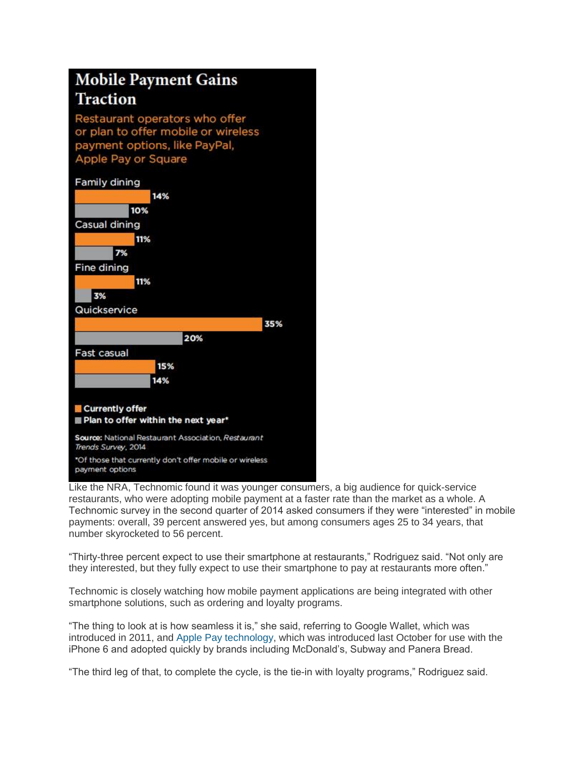## Mobile Payment Gains Traction

Restaurant operators who offer or plan to offer mobile or wireless payment options, like PayPal, Apple Pay or Square

| Segment | Currently offer | Plan to offer within the next year* |
| --- | --- | --- |
| Family dining | 14% | 10% |
| Casual dining | 11% | 7% |
| Fine dining | 11% | 3% |
| Quickservice | 35% | 20% |
| Fast casual | 15% | 14% |

**Source:** National Restaurant Association, *Restaurant Trends Survey*, 2014

*Of those that currently don't offer mobile or wireless payment options

Like the NRA, Technomic found it was younger consumers, a big audience for quick-service restaurants, who were adopting mobile payment at a faster rate than the market as a whole. A Technomic survey in the second quarter of 2014 asked consumers if they were "interested" in mobile payments: overall, 39 percent answered yes, but among consumers ages 25 to 34 years, that number skyrocketed to 56 percent.

"Thirty-three percent expect to use their smartphone at restaurants," Rodriguez said. "Not only are they interested, but they fully expect to use their smartphone to pay at restaurants more often."

Technomic is closely watching how mobile payment applications are being integrated with other smartphone solutions, such as ordering and loyalty programs.

"The thing to look at is how seamless it is," she said, referring to Google Wallet, which was introduced in 2011, and Apple Pay technology, which was introduced last October for use with the iPhone 6 and adopted quickly by brands including McDonald's, Subway and Panera Bread.

"The third leg of that, to complete the cycle, is the tie-in with loyalty programs," Rodriguez said.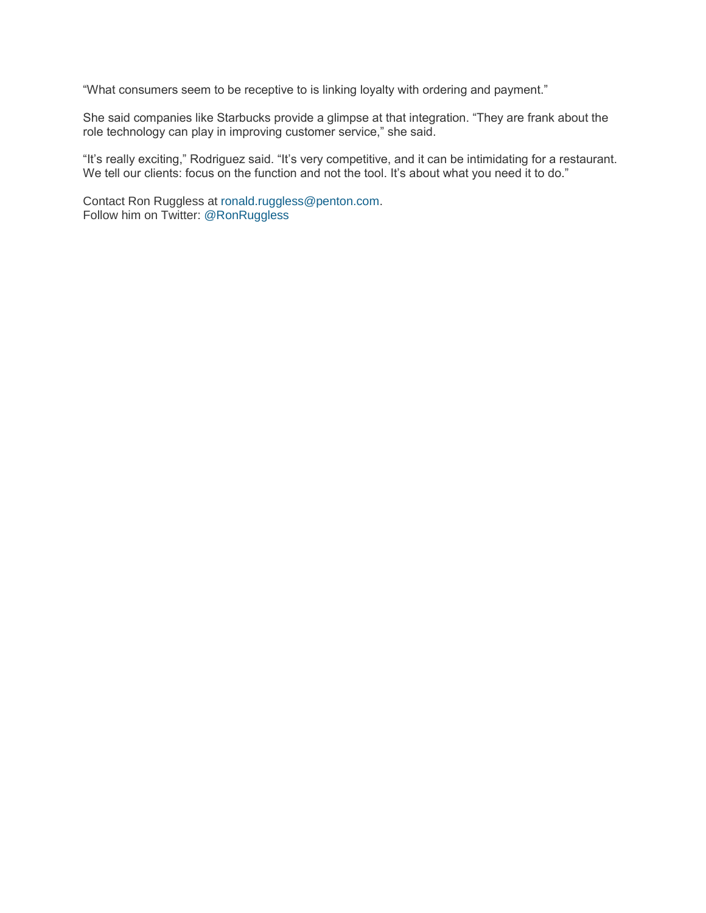"What consumers seem to be receptive to is linking loyalty with ordering and payment."

She said companies like Starbucks provide a glimpse at that integration. "They are frank about the role technology can play in improving customer service," she said.

"It's really exciting," Rodriguez said. "It's very competitive, and it can be intimidating for a restaurant. We tell our clients: focus on the function and not the tool. It's about what you need it to do."

Contact Ron Ruggless at ronald.ruggless@penton.com.
Follow him on Twitter: @RonRuggless